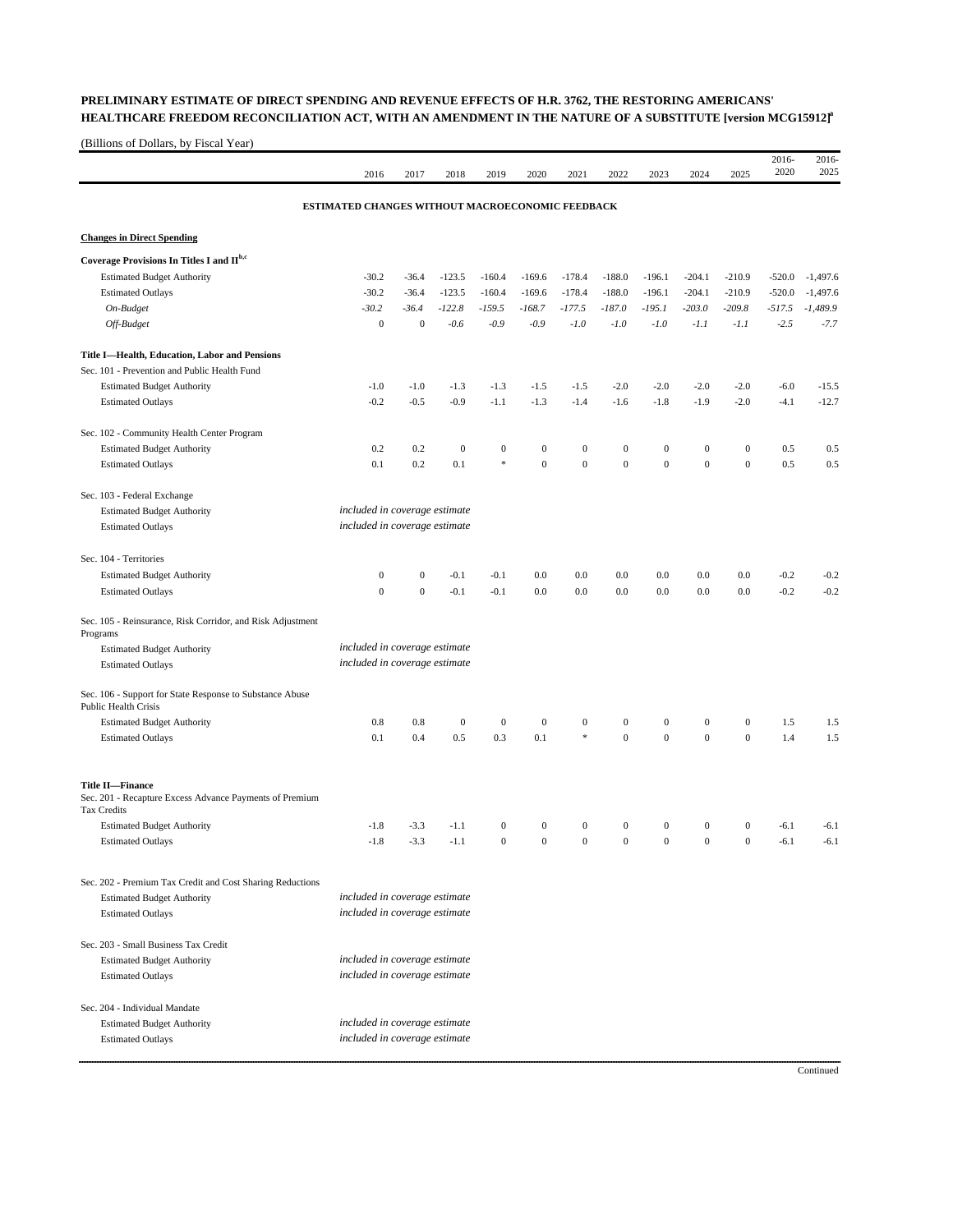## PRELIMINARY ESTIMATE OF DIRECT SPENDING AND REVENUE EFFECTS OF H.R. 3762, THE RESTORING AMERICANS' HEALTHCARE FREEDOM RECONCILIATION ACT, WITH AN AMENDMENT IN THE NATURE OF A SUBSTITUTE [version MCG15912][a]

(Billions of Dollars, by Fiscal Year)

| | 2016 | 2017 | 2018 | 2019 | 2020 | 2021 | 2022 | 2023 | 2024 | 2025 | 2016-2020 | 2016-2025 |
|---|---|---|---|---|---|---|---|---|---|---|---|---|
| **ESTIMATED CHANGES WITHOUT MACROECONOMIC FEEDBACK** | | | | | | | | | | | | |
| **Changes in Direct Spending** | | | | | | | | | | | | |
| **Coverage Provisions In Titles I and II[b,c]** | | | | | | | | | | | | |
| Estimated Budget Authority | -30.2 | -36.4 | -123.5 | -160.4 | -169.6 | -178.4 | -188.0 | -196.1 | -204.1 | -210.9 | -520.0 | -1,497.6 |
| Estimated Outlays | -30.2 | -36.4 | -123.5 | -160.4 | -169.6 | -178.4 | -188.0 | -196.1 | -204.1 | -210.9 | -520.0 | -1,497.6 |
| *On-Budget* | *-30.2* | *-36.4* | *-122.8* | *-159.5* | *-168.7* | *-177.5* | *-187.0* | *-195.1* | *-203.0* | *-209.8* | *-517.5* | *-1,489.9* |
| *Off-Budget* | 0 | 0 | *-0.6* | *-0.9* | *-0.9* | *-1.0* | *-1.0* | *-1.0* | *-1.1* | *-1.1* | *-2.5* | *-7.7* |
| **Title I—Health, Education, Labor and Pensions** | | | | | | | | | | | | |
| Sec. 101 - Prevention and Public Health Fund | | | | | | | | | | | | |
| Estimated Budget Authority | -1.0 | -1.0 | -1.3 | -1.3 | -1.5 | -1.5 | -2.0 | -2.0 | -2.0 | -2.0 | -6.0 | -15.5 |
| Estimated Outlays | -0.2 | -0.5 | -0.9 | -1.1 | -1.3 | -1.4 | -1.6 | -1.8 | -1.9 | -2.0 | -4.1 | -12.7 |
| Sec. 102 - Community Health Center Program | | | | | | | | | | | | |
| Estimated Budget Authority | 0.2 | 0.2 | 0 | 0 | 0 | 0 | 0 | 0 | 0 | 0 | 0.5 | 0.5 |
| Estimated Outlays | 0.1 | 0.2 | 0.1 | * | 0 | 0 | 0 | 0 | 0 | 0 | 0.5 | 0.5 |
| Sec. 103 - Federal Exchange | | | | | | | | | | | | |
| Estimated Budget Authority | *included in coverage estimate* | | | | | | | | | | | |
| Estimated Outlays | *included in coverage estimate* | | | | | | | | | | | |
| Sec. 104 - Territories | | | | | | | | | | | | |
| Estimated Budget Authority | 0 | 0 | -0.1 | -0.1 | 0.0 | 0.0 | 0.0 | 0.0 | 0.0 | 0.0 | -0.2 | -0.2 |
| Estimated Outlays | 0 | 0 | -0.1 | -0.1 | 0.0 | 0.0 | 0.0 | 0.0 | 0.0 | 0.0 | -0.2 | -0.2 |
| Sec. 105 - Reinsurance, Risk Corridor, and Risk Adjustment Programs | | | | | | | | | | | | |
| Estimated Budget Authority | *included in coverage estimate* | | | | | | | | | | | |
| Estimated Outlays | *included in coverage estimate* | | | | | | | | | | | |
| Sec. 106 - Support for State Response to Substance Abuse Public Health Crisis | | | | | | | | | | | | |
| Estimated Budget Authority | 0.8 | 0.8 | 0 | 0 | 0 | 0 | 0 | 0 | 0 | 0 | 1.5 | 1.5 |
| Estimated Outlays | 0.1 | 0.4 | 0.5 | 0.3 | 0.1 | * | 0 | 0 | 0 | 0 | 1.4 | 1.5 |
| **Title II—Finance** | | | | | | | | | | | | |
| Sec. 201 - Recapture Excess Advance Payments of Premium Tax Credits | | | | | | | | | | | | |
| Estimated Budget Authority | -1.8 | -3.3 | -1.1 | 0 | 0 | 0 | 0 | 0 | 0 | 0 | -6.1 | -6.1 |
| Estimated Outlays | -1.8 | -3.3 | -1.1 | 0 | 0 | 0 | 0 | 0 | 0 | 0 | -6.1 | -6.1 |
| Sec. 202 - Premium Tax Credit and Cost Sharing Reductions | | | | | | | | | | | | |
| Estimated Budget Authority | *included in coverage estimate* | | | | | | | | | | | |
| Estimated Outlays | *included in coverage estimate* | | | | | | | | | | | |
| Sec. 203 - Small Business Tax Credit | | | | | | | | | | | | |
| Estimated Budget Authority | *included in coverage estimate* | | | | | | | | | | | |
| Estimated Outlays | *included in coverage estimate* | | | | | | | | | | | |
| Sec. 204 - Individual Mandate | | | | | | | | | | | | |
| Estimated Budget Authority | *included in coverage estimate* | | | | | | | | | | | |
| Estimated Outlays | *included in coverage estimate* | | | | | | | | | | | |

Continued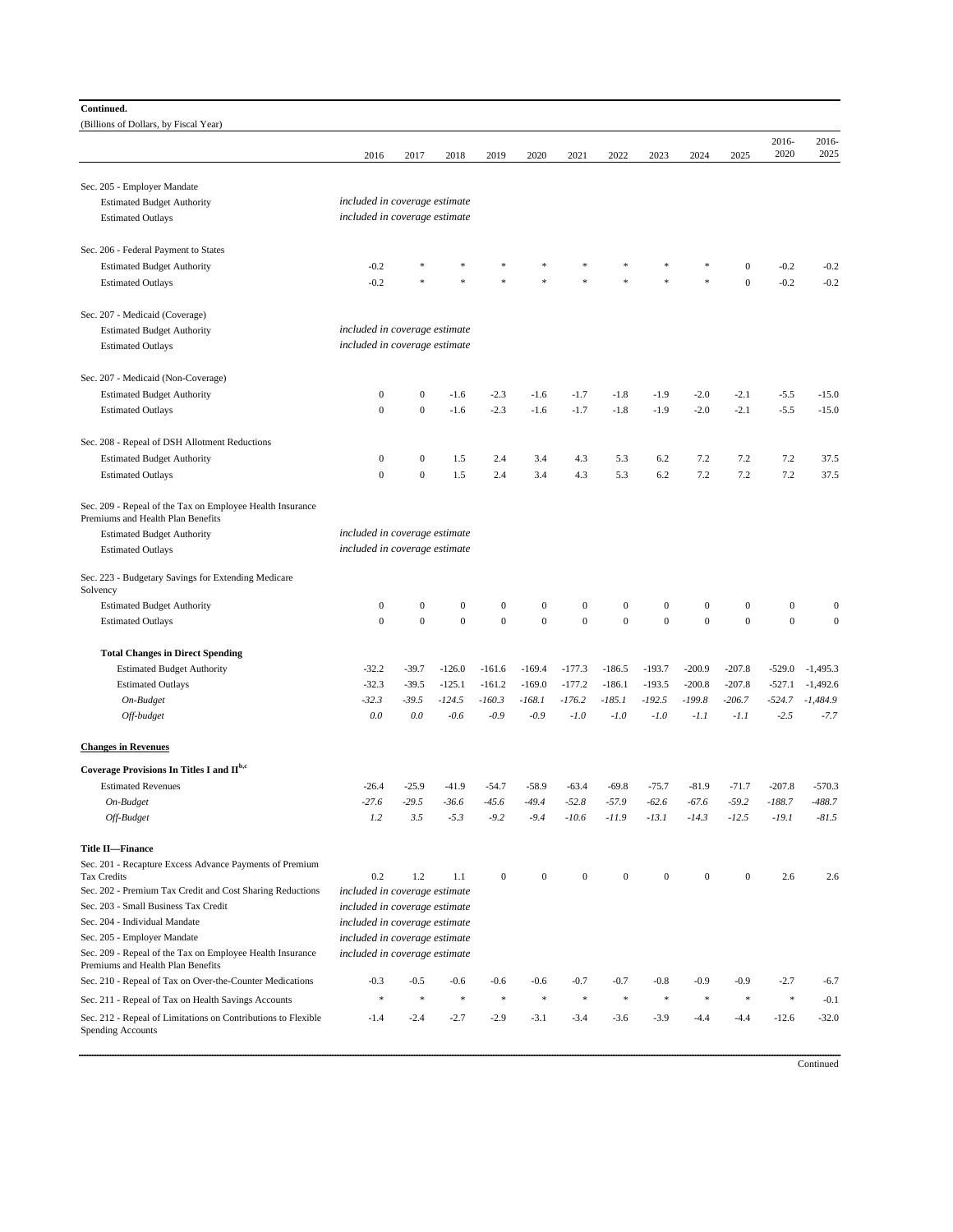**Continued.**

(Billions of Dollars, by Fiscal Year)

| | 2016 | 2017 | 2018 | 2019 | 2020 | 2021 | 2022 | 2023 | 2024 | 2025 | 2016-2020 | 2016-2025 |
|---|---|---|---|---|---|---|---|---|---|---|---|---|
| Sec. 205 - Employer Mandate | | | | | | | | | | | | |
| Estimated Budget Authority | *included in coverage estimate* | | | | | | | | | | | |
| Estimated Outlays | *included in coverage estimate* | | | | | | | | | | | |
| Sec. 206 - Federal Payment to States | | | | | | | | | | | | |
| Estimated Budget Authority | -0.2 | * | * | * | * | * | * | * | * | 0 | -0.2 | -0.2 |
| Estimated Outlays | -0.2 | * | * | * | * | * | * | * | * | 0 | -0.2 | -0.2 |
| Sec. 207 - Medicaid (Coverage) | | | | | | | | | | | | |
| Estimated Budget Authority | *included in coverage estimate* | | | | | | | | | | | |
| Estimated Outlays | *included in coverage estimate* | | | | | | | | | | | |
| Sec. 207 - Medicaid (Non-Coverage) | | | | | | | | | | | | |
| Estimated Budget Authority | 0 | 0 | -1.6 | -2.3 | -1.6 | -1.7 | -1.8 | -1.9 | -2.0 | -2.1 | -5.5 | -15.0 |
| Estimated Outlays | 0 | 0 | -1.6 | -2.3 | -1.6 | -1.7 | -1.8 | -1.9 | -2.0 | -2.1 | -5.5 | -15.0 |
| Sec. 208 - Repeal of DSH Allotment Reductions | | | | | | | | | | | | |
| Estimated Budget Authority | 0 | 0 | 1.5 | 2.4 | 3.4 | 4.3 | 5.3 | 6.2 | 7.2 | 7.2 | 7.2 | 37.5 |
| Estimated Outlays | 0 | 0 | 1.5 | 2.4 | 3.4 | 4.3 | 5.3 | 6.2 | 7.2 | 7.2 | 7.2 | 37.5 |
| Sec. 209 - Repeal of the Tax on Employee Health Insurance Premiums and Health Plan Benefits | | | | | | | | | | | | |
| Estimated Budget Authority | *included in coverage estimate* | | | | | | | | | | | |
| Estimated Outlays | *included in coverage estimate* | | | | | | | | | | | |
| Sec. 223 - Budgetary Savings for Extending Medicare Solvency | | | | | | | | | | | | |
| Estimated Budget Authority | 0 | 0 | 0 | 0 | 0 | 0 | 0 | 0 | 0 | 0 | 0 | 0 |
| Estimated Outlays | 0 | 0 | 0 | 0 | 0 | 0 | 0 | 0 | 0 | 0 | 0 | 0 |
| **Total Changes in Direct Spending** | | | | | | | | | | | | |
| Estimated Budget Authority | -32.2 | -39.7 | -126.0 | -161.6 | -169.4 | -177.3 | -186.5 | -193.7 | -200.9 | -207.8 | -529.0 | -1,495.3 |
| Estimated Outlays | -32.3 | -39.5 | -125.1 | -161.2 | -169.0 | -177.2 | -186.1 | -193.5 | -200.8 | -207.8 | -527.1 | -1,492.6 |
| *On-Budget* | *-32.3* | *-39.5* | *-124.5* | *-160.3* | *-168.1* | *-176.2* | *-185.1* | *-192.5* | *-199.8* | *-206.7* | *-524.7* | *-1,484.9* |
| *Off-budget* | *0.0* | *0.0* | *-0.6* | *-0.9* | *-0.9* | *-1.0* | *-1.0* | *-1.0* | *-1.1* | *-1.1* | *-2.5* | *-7.7* |
| **Changes in Revenues** | | | | | | | | | | | | |
| **Coverage Provisions In Titles I and II**[b,c] | | | | | | | | | | | | |
| Estimated Revenues | -26.4 | -25.9 | -41.9 | -54.7 | -58.9 | -63.4 | -69.8 | -75.7 | -81.9 | -71.7 | -207.8 | -570.3 |
| *On-Budget* | *-27.6* | *-29.5* | *-36.6* | *-45.6* | *-49.4* | *-52.8* | *-57.9* | *-62.6* | *-67.6* | *-59.2* | *-188.7* | *-488.7* |
| *Off-Budget* | *1.2* | *3.5* | *-5.3* | *-9.2* | *-9.4* | *-10.6* | *-11.9* | *-13.1* | *-14.3* | *-12.5* | *-19.1* | *-81.5* |
| **Title II—Finance** | | | | | | | | | | | | |
| Sec. 201 - Recapture Excess Advance Payments of Premium Tax Credits | 0.2 | 1.2 | 1.1 | 0 | 0 | 0 | 0 | 0 | 0 | 0 | 2.6 | 2.6 |
| Sec. 202 - Premium Tax Credit and Cost Sharing Reductions | *included in coverage estimate* | | | | | | | | | | | |
| Sec. 203 - Small Business Tax Credit | *included in coverage estimate* | | | | | | | | | | | |
| Sec. 204 - Individual Mandate | *included in coverage estimate* | | | | | | | | | | | |
| Sec. 205 - Employer Mandate | *included in coverage estimate* | | | | | | | | | | | |
| Sec. 209 - Repeal of the Tax on Employee Health Insurance Premiums and Health Plan Benefits | *included in coverage estimate* | | | | | | | | | | | |
| Sec. 210 - Repeal of Tax on Over-the-Counter Medications | -0.3 | -0.5 | -0.6 | -0.6 | -0.6 | -0.7 | -0.7 | -0.8 | -0.9 | -0.9 | -2.7 | -6.7 |
| Sec. 211 - Repeal of Tax on Health Savings Accounts | * | * | * | * | * | * | * | * | * | * | * | -0.1 |
| Sec. 212 - Repeal of Limitations on Contributions to Flexible Spending Accounts | -1.4 | -2.4 | -2.7 | -2.9 | -3.1 | -3.4 | -3.6 | -3.9 | -4.4 | -4.4 | -12.6 | -32.0 |

Continued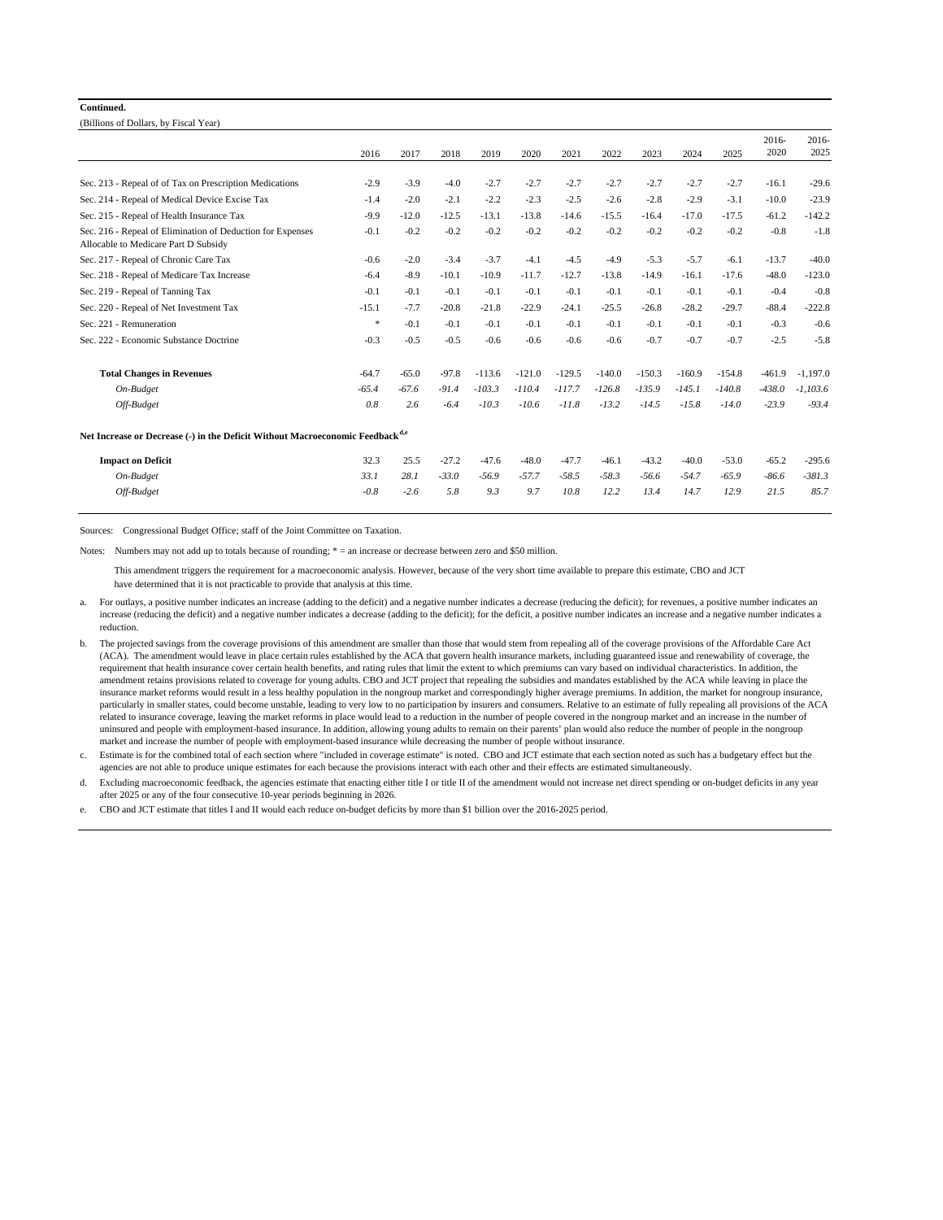**Continued.**

(Billions of Dollars, by Fiscal Year)

| | 2016 | 2017 | 2018 | 2019 | 2020 | 2021 | 2022 | 2023 | 2024 | 2025 | 2016-2020 | 2016-2025 |
|---|---|---|---|---|---|---|---|---|---|---|---|---|
| Sec. 213 - Repeal of of Tax on Prescription Medications | -2.9 | -3.9 | -4.0 | -2.7 | -2.7 | -2.7 | -2.7 | -2.7 | -2.7 | -2.7 | -16.1 | -29.6 |
| Sec. 214 - Repeal of Medical Device Excise Tax | -1.4 | -2.0 | -2.1 | -2.2 | -2.3 | -2.5 | -2.6 | -2.8 | -2.9 | -3.1 | -10.0 | -23.9 |
| Sec. 215 - Repeal of Health Insurance Tax | -9.9 | -12.0 | -12.5 | -13.1 | -13.8 | -14.6 | -15.5 | -16.4 | -17.0 | -17.5 | -61.2 | -142.2 |
| Sec. 216 - Repeal of Elimination of Deduction for Expenses Allocable to Medicare Part D Subsidy | -0.1 | -0.2 | -0.2 | -0.2 | -0.2 | -0.2 | -0.2 | -0.2 | -0.2 | -0.2 | -0.8 | -1.8 |
| Sec. 217 - Repeal of Chronic Care Tax | -0.6 | -2.0 | -3.4 | -3.7 | -4.1 | -4.5 | -4.9 | -5.3 | -5.7 | -6.1 | -13.7 | -40.0 |
| Sec. 218 - Repeal of Medicare Tax Increase | -6.4 | -8.9 | -10.1 | -10.9 | -11.7 | -12.7 | -13.8 | -14.9 | -16.1 | -17.6 | -48.0 | -123.0 |
| Sec. 219 - Repeal of Tanning Tax | -0.1 | -0.1 | -0.1 | -0.1 | -0.1 | -0.1 | -0.1 | -0.1 | -0.1 | -0.1 | -0.4 | -0.8 |
| Sec. 220 - Repeal of Net Investment Tax | -15.1 | -7.7 | -20.8 | -21.8 | -22.9 | -24.1 | -25.5 | -26.8 | -28.2 | -29.7 | -88.4 | -222.8 |
| Sec. 221 - Remuneration | * | -0.1 | -0.1 | -0.1 | -0.1 | -0.1 | -0.1 | -0.1 | -0.1 | -0.1 | -0.3 | -0.6 |
| Sec. 222 - Economic Substance Doctrine | -0.3 | -0.5 | -0.5 | -0.6 | -0.6 | -0.6 | -0.6 | -0.7 | -0.7 | -0.7 | -2.5 | -5.8 |
| **Total Changes in Revenues** | -64.7 | -65.0 | -97.8 | -113.6 | -121.0 | -129.5 | -140.0 | -150.3 | -160.9 | -154.8 | -461.9 | -1,197.0 |
| *On-Budget* | *-65.4* | *-67.6* | *-91.4* | *-103.3* | *-110.4* | *-117.7* | *-126.8* | *-135.9* | *-145.1* | *-140.8* | *-438.0* | *-1,103.6* |
| *Off-Budget* | *0.8* | *2.6* | *-6.4* | *-10.3* | *-10.6* | *-11.8* | *-13.2* | *-14.5* | *-15.8* | *-14.0* | *-23.9* | *-93.4* |
| **Net Increase or Decrease (-) in the Deficit Without Macroeconomic Feedback** [d,e] | | | | | | | | | | | | |
| **Impact on Deficit** | 32.3 | 25.5 | -27.2 | -47.6 | -48.0 | -47.7 | -46.1 | -43.2 | -40.0 | -53.0 | -65.2 | -295.6 |
| *On-Budget* | *33.1* | *28.1* | *-33.0* | *-56.9* | *-57.7* | *-58.5* | *-58.3* | *-56.6* | *-54.7* | *-65.9* | *-86.6* | *-381.3* |
| *Off-Budget* | *-0.8* | *-2.6* | *5.8* | *9.3* | *9.7* | *10.8* | *12.2* | *13.4* | *14.7* | *12.9* | *21.5* | *85.7* |

Sources: Congressional Budget Office; staff of the Joint Committee on Taxation.

Notes: Numbers may not add up to totals because of rounding; * = an increase or decrease between zero and $50 million.

This amendment triggers the requirement for a macroeconomic analysis. However, because of the very short time available to prepare this estimate, CBO and JCT have determined that it is not practicable to provide that analysis at this time.

a. For outlays, a positive number indicates an increase (adding to the deficit) and a negative number indicates a decrease (reducing the deficit); for revenues, a positive number indicates an increase (reducing the deficit) and a negative number indicates a decrease (adding to the deficit); for the deficit, a positive number indicates an increase and a negative number indicates a reduction.

b. The projected savings from the coverage provisions of this amendment are smaller than those that would stem from repealing all of the coverage provisions of the Affordable Care Act (ACA). The amendment would leave in place certain rules established by the ACA that govern health insurance markets, including guaranteed issue and renewability of coverage, the requirement that health insurance cover certain health benefits, and rating rules that limit the extent to which premiums can vary based on individual characteristics. In addition, the amendment retains provisions related to coverage for young adults. CBO and JCT project that repealing the subsidies and mandates established by the ACA while leaving in place the insurance market reforms would result in a less healthy population in the nongroup market and correspondingly higher average premiums. In addition, the market for nongroup insurance, particularly in smaller states, could become unstable, leading to very low to no participation by insurers and consumers. Relative to an estimate of fully repealing all provisions of the ACA related to insurance coverage, leaving the market reforms in place would lead to a reduction in the number of people covered in the nongroup market and an increase in the number of uninsured and people with employment-based insurance. In addition, allowing young adults to remain on their parents' plan would also reduce the number of people in the nongroup market and increase the number of people with employment-based insurance while decreasing the number of people without insurance.

c. Estimate is for the combined total of each section where "included in coverage estimate" is noted. CBO and JCT estimate that each section noted as such has a budgetary effect but the agencies are not able to produce unique estimates for each because the provisions interact with each other and their effects are estimated simultaneously.

d. Excluding macroeconomic feedback, the agencies estimate that enacting either title I or title II of the amendment would not increase net direct spending or on-budget deficits in any year after 2025 or any of the four consecutive 10-year periods beginning in 2026.

e. CBO and JCT estimate that titles I and II would each reduce on-budget deficits by more than $1 billion over the 2016-2025 period.